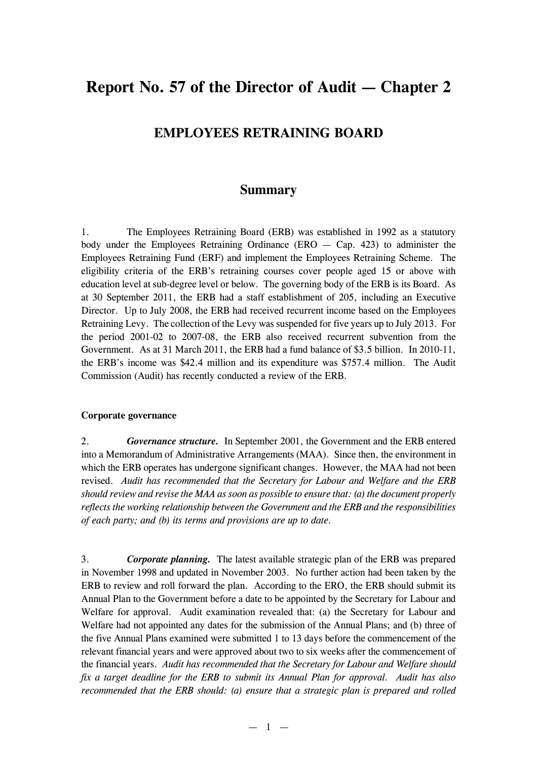# Report No. 57 of the Director of Audit — Chapter 2

## EMPLOYEES RETRAINING BOARD

### Summary

1. The Employees Retraining Board (ERB) was established in 1992 as a statutory body under the Employees Retraining Ordinance (ERO — Cap. 423) to administer the Employees Retraining Fund (ERF) and implement the Employees Retraining Scheme. The eligibility criteria of the ERB's retraining courses cover people aged 15 or above with education level at sub-degree level or below. The governing body of the ERB is its Board. As at 30 September 2011, the ERB had a staff establishment of 205, including an Executive Director. Up to July 2008, the ERB had received recurrent income based on the Employees Retraining Levy. The collection of the Levy was suspended for five years up to July 2013. For the period 2001-02 to 2007-08, the ERB also received recurrent subvention from the Government. As at 31 March 2011, the ERB had a fund balance of $3.5 billion. In 2010-11, the ERB's income was $42.4 million and its expenditure was $757.4 million. The Audit Commission (Audit) has recently conducted a review of the ERB.

**Corporate governance**

2. ***Governance structure.*** In September 2001, the Government and the ERB entered into a Memorandum of Administrative Arrangements (MAA). Since then, the environment in which the ERB operates has undergone significant changes. However, the MAA had not been revised. *Audit has recommended that the Secretary for Labour and Welfare and the ERB should review and revise the MAA as soon as possible to ensure that: (a) the document properly reflects the working relationship between the Government and the ERB and the responsibilities of each party; and (b) its terms and provisions are up to date.*

3. ***Corporate planning.*** The latest available strategic plan of the ERB was prepared in November 1998 and updated in November 2003. No further action had been taken by the ERB to review and roll forward the plan. According to the ERO, the ERB should submit its Annual Plan to the Government before a date to be appointed by the Secretary for Labour and Welfare for approval. Audit examination revealed that: (a) the Secretary for Labour and Welfare had not appointed any dates for the submission of the Annual Plans; and (b) three of the five Annual Plans examined were submitted 1 to 13 days before the commencement of the relevant financial years and were approved about two to six weeks after the commencement of the financial years. *Audit has recommended that the Secretary for Labour and Welfare should fix a target deadline for the ERB to submit its Annual Plan for approval. Audit has also recommended that the ERB should: (a) ensure that a strategic plan is prepared and rolled*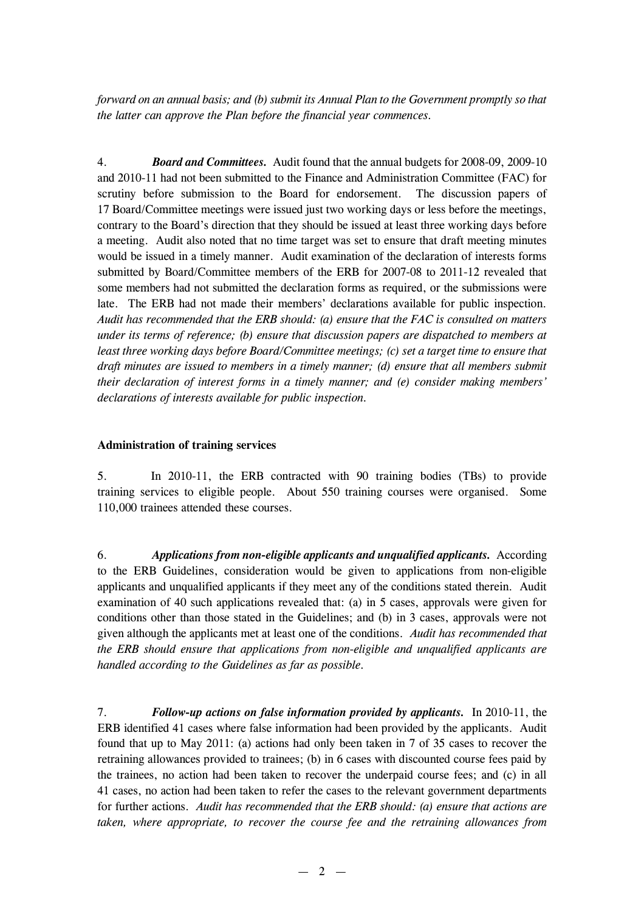*forward on an annual basis; and (b) submit its Annual Plan to the Government promptly so that the latter can approve the Plan before the financial year commences.*

4. ***Board and Committees.*** Audit found that the annual budgets for 2008-09, 2009-10 and 2010-11 had not been submitted to the Finance and Administration Committee (FAC) for scrutiny before submission to the Board for endorsement. The discussion papers of 17 Board/Committee meetings were issued just two working days or less before the meetings, contrary to the Board's direction that they should be issued at least three working days before a meeting. Audit also noted that no time target was set to ensure that draft meeting minutes would be issued in a timely manner. Audit examination of the declaration of interests forms submitted by Board/Committee members of the ERB for 2007-08 to 2011-12 revealed that some members had not submitted the declaration forms as required, or the submissions were late. The ERB had not made their members' declarations available for public inspection. *Audit has recommended that the ERB should: (a) ensure that the FAC is consulted on matters under its terms of reference; (b) ensure that discussion papers are dispatched to members at least three working days before Board/Committee meetings; (c) set a target time to ensure that draft minutes are issued to members in a timely manner; (d) ensure that all members submit their declaration of interest forms in a timely manner; and (e) consider making members' declarations of interests available for public inspection.*

**Administration of training services**

5. In 2010-11, the ERB contracted with 90 training bodies (TBs) to provide training services to eligible people. About 550 training courses were organised. Some 110,000 trainees attended these courses.

6. ***Applications from non-eligible applicants and unqualified applicants.*** According to the ERB Guidelines, consideration would be given to applications from non-eligible applicants and unqualified applicants if they meet any of the conditions stated therein. Audit examination of 40 such applications revealed that: (a) in 5 cases, approvals were given for conditions other than those stated in the Guidelines; and (b) in 3 cases, approvals were not given although the applicants met at least one of the conditions. *Audit has recommended that the ERB should ensure that applications from non-eligible and unqualified applicants are handled according to the Guidelines as far as possible.*

7. ***Follow-up actions on false information provided by applicants.*** In 2010-11, the ERB identified 41 cases where false information had been provided by the applicants. Audit found that up to May 2011: (a) actions had only been taken in 7 of 35 cases to recover the retraining allowances provided to trainees; (b) in 6 cases with discounted course fees paid by the trainees, no action had been taken to recover the underpaid course fees; and (c) in all 41 cases, no action had been taken to refer the cases to the relevant government departments for further actions. *Audit has recommended that the ERB should: (a) ensure that actions are taken, where appropriate, to recover the course fee and the retraining allowances from*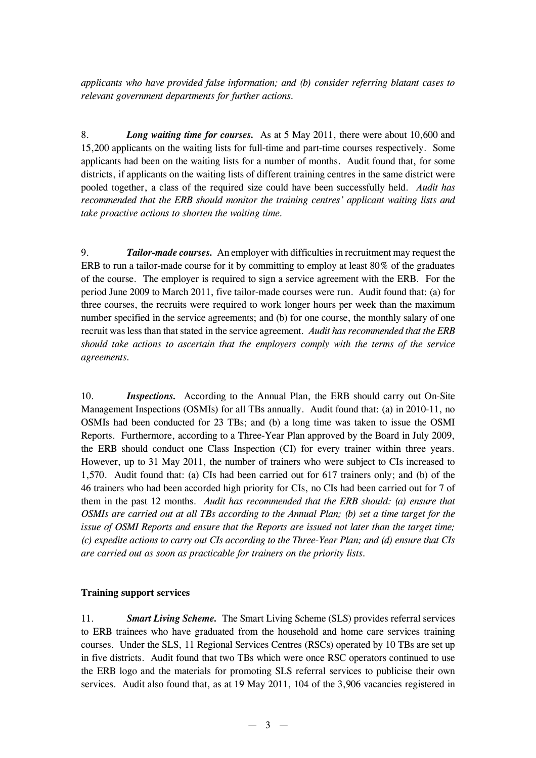*applicants who have provided false information; and (b) consider referring blatant cases to relevant government departments for further actions.*

8. ***Long waiting time for courses.*** As at 5 May 2011, there were about 10,600 and 15,200 applicants on the waiting lists for full-time and part-time courses respectively. Some applicants had been on the waiting lists for a number of months. Audit found that, for some districts, if applicants on the waiting lists of different training centres in the same district were pooled together, a class of the required size could have been successfully held. *Audit has recommended that the ERB should monitor the training centres' applicant waiting lists and take proactive actions to shorten the waiting time.*

9. ***Tailor-made courses.*** An employer with difficulties in recruitment may request the ERB to run a tailor-made course for it by committing to employ at least 80% of the graduates of the course. The employer is required to sign a service agreement with the ERB. For the period June 2009 to March 2011, five tailor-made courses were run. Audit found that: (a) for three courses, the recruits were required to work longer hours per week than the maximum number specified in the service agreements; and (b) for one course, the monthly salary of one recruit was less than that stated in the service agreement. *Audit has recommended that the ERB should take actions to ascertain that the employers comply with the terms of the service agreements.*

10. ***Inspections.*** According to the Annual Plan, the ERB should carry out On-Site Management Inspections (OSMIs) for all TBs annually. Audit found that: (a) in 2010-11, no OSMIs had been conducted for 23 TBs; and (b) a long time was taken to issue the OSMI Reports. Furthermore, according to a Three-Year Plan approved by the Board in July 2009, the ERB should conduct one Class Inspection (CI) for every trainer within three years. However, up to 31 May 2011, the number of trainers who were subject to CIs increased to 1,570. Audit found that: (a) CIs had been carried out for 617 trainers only; and (b) of the 46 trainers who had been accorded high priority for CIs, no CIs had been carried out for 7 of them in the past 12 months. *Audit has recommended that the ERB should: (a) ensure that OSMIs are carried out at all TBs according to the Annual Plan; (b) set a time target for the issue of OSMI Reports and ensure that the Reports are issued not later than the target time; (c) expedite actions to carry out CIs according to the Three-Year Plan; and (d) ensure that CIs are carried out as soon as practicable for trainers on the priority lists.*

**Training support services**

11. ***Smart Living Scheme.*** The Smart Living Scheme (SLS) provides referral services to ERB trainees who have graduated from the household and home care services training courses. Under the SLS, 11 Regional Services Centres (RSCs) operated by 10 TBs are set up in five districts. Audit found that two TBs which were once RSC operators continued to use the ERB logo and the materials for promoting SLS referral services to publicise their own services. Audit also found that, as at 19 May 2011, 104 of the 3,906 vacancies registered in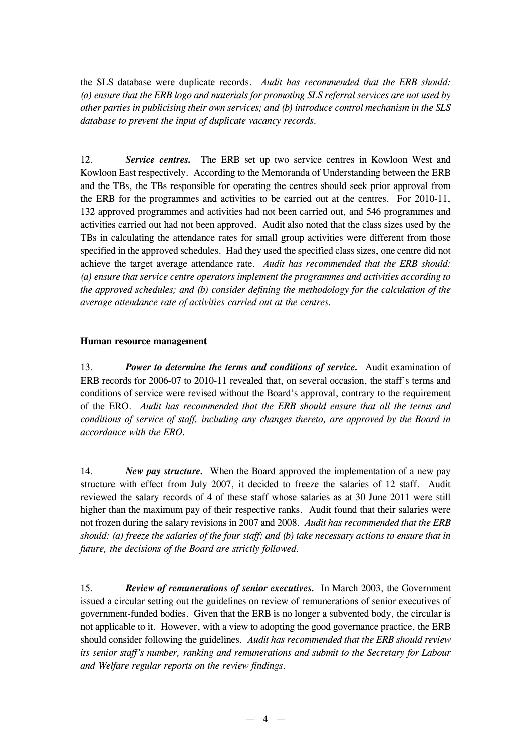the SLS database were duplicate records. *Audit has recommended that the ERB should: (a) ensure that the ERB logo and materials for promoting SLS referral services are not used by other parties in publicising their own services; and (b) introduce control mechanism in the SLS database to prevent the input of duplicate vacancy records.*

12. ***Service centres.*** The ERB set up two service centres in Kowloon West and Kowloon East respectively. According to the Memoranda of Understanding between the ERB and the TBs, the TBs responsible for operating the centres should seek prior approval from the ERB for the programmes and activities to be carried out at the centres. For 2010-11, 132 approved programmes and activities had not been carried out, and 546 programmes and activities carried out had not been approved. Audit also noted that the class sizes used by the TBs in calculating the attendance rates for small group activities were different from those specified in the approved schedules. Had they used the specified class sizes, one centre did not achieve the target average attendance rate. *Audit has recommended that the ERB should: (a) ensure that service centre operators implement the programmes and activities according to the approved schedules; and (b) consider defining the methodology for the calculation of the average attendance rate of activities carried out at the centres.*

**Human resource management**

13. ***Power to determine the terms and conditions of service.*** Audit examination of ERB records for 2006-07 to 2010-11 revealed that, on several occasion, the staff's terms and conditions of service were revised without the Board's approval, contrary to the requirement of the ERO. *Audit has recommended that the ERB should ensure that all the terms and conditions of service of staff, including any changes thereto, are approved by the Board in accordance with the ERO.*

14. ***New pay structure.*** When the Board approved the implementation of a new pay structure with effect from July 2007, it decided to freeze the salaries of 12 staff. Audit reviewed the salary records of 4 of these staff whose salaries as at 30 June 2011 were still higher than the maximum pay of their respective ranks. Audit found that their salaries were not frozen during the salary revisions in 2007 and 2008. *Audit has recommended that the ERB should: (a) freeze the salaries of the four staff; and (b) take necessary actions to ensure that in future, the decisions of the Board are strictly followed.*

15. ***Review of remunerations of senior executives.*** In March 2003, the Government issued a circular setting out the guidelines on review of remunerations of senior executives of government-funded bodies. Given that the ERB is no longer a subvented body, the circular is not applicable to it. However, with a view to adopting the good governance practice, the ERB should consider following the guidelines. *Audit has recommended that the ERB should review its senior staff's number, ranking and remunerations and submit to the Secretary for Labour and Welfare regular reports on the review findings.*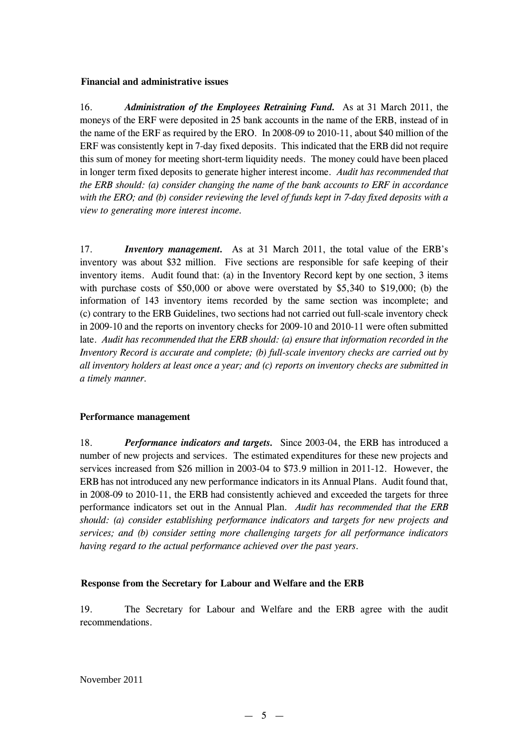**Financial and administrative issues**

16. ***Administration of the Employees Retraining Fund.*** As at 31 March 2011, the moneys of the ERF were deposited in 25 bank accounts in the name of the ERB, instead of in the name of the ERF as required by the ERO. In 2008-09 to 2010-11, about \$40 million of the ERF was consistently kept in 7-day fixed deposits. This indicated that the ERB did not require this sum of money for meeting short-term liquidity needs. The money could have been placed in longer term fixed deposits to generate higher interest income. *Audit has recommended that the ERB should: (a) consider changing the name of the bank accounts to ERF in accordance with the ERO; and (b) consider reviewing the level of funds kept in 7-day fixed deposits with a view to generating more interest income.*

17. ***Inventory management.*** As at 31 March 2011, the total value of the ERB's inventory was about \$32 million. Five sections are responsible for safe keeping of their inventory items. Audit found that: (a) in the Inventory Record kept by one section, 3 items with purchase costs of \$50,000 or above were overstated by \$5,340 to \$19,000; (b) the information of 143 inventory items recorded by the same section was incomplete; and (c) contrary to the ERB Guidelines, two sections had not carried out full-scale inventory check in 2009-10 and the reports on inventory checks for 2009-10 and 2010-11 were often submitted late. *Audit has recommended that the ERB should: (a) ensure that information recorded in the Inventory Record is accurate and complete; (b) full-scale inventory checks are carried out by all inventory holders at least once a year; and (c) reports on inventory checks are submitted in a timely manner.*

**Performance management**

18. ***Performance indicators and targets.*** Since 2003-04, the ERB has introduced a number of new projects and services. The estimated expenditures for these new projects and services increased from \$26 million in 2003-04 to \$73.9 million in 2011-12. However, the ERB has not introduced any new performance indicators in its Annual Plans. Audit found that, in 2008-09 to 2010-11, the ERB had consistently achieved and exceeded the targets for three performance indicators set out in the Annual Plan. *Audit has recommended that the ERB should: (a) consider establishing performance indicators and targets for new projects and services; and (b) consider setting more challenging targets for all performance indicators having regard to the actual performance achieved over the past years.*

**Response from the Secretary for Labour and Welfare and the ERB**

19. The Secretary for Labour and Welfare and the ERB agree with the audit recommendations.

November 2011